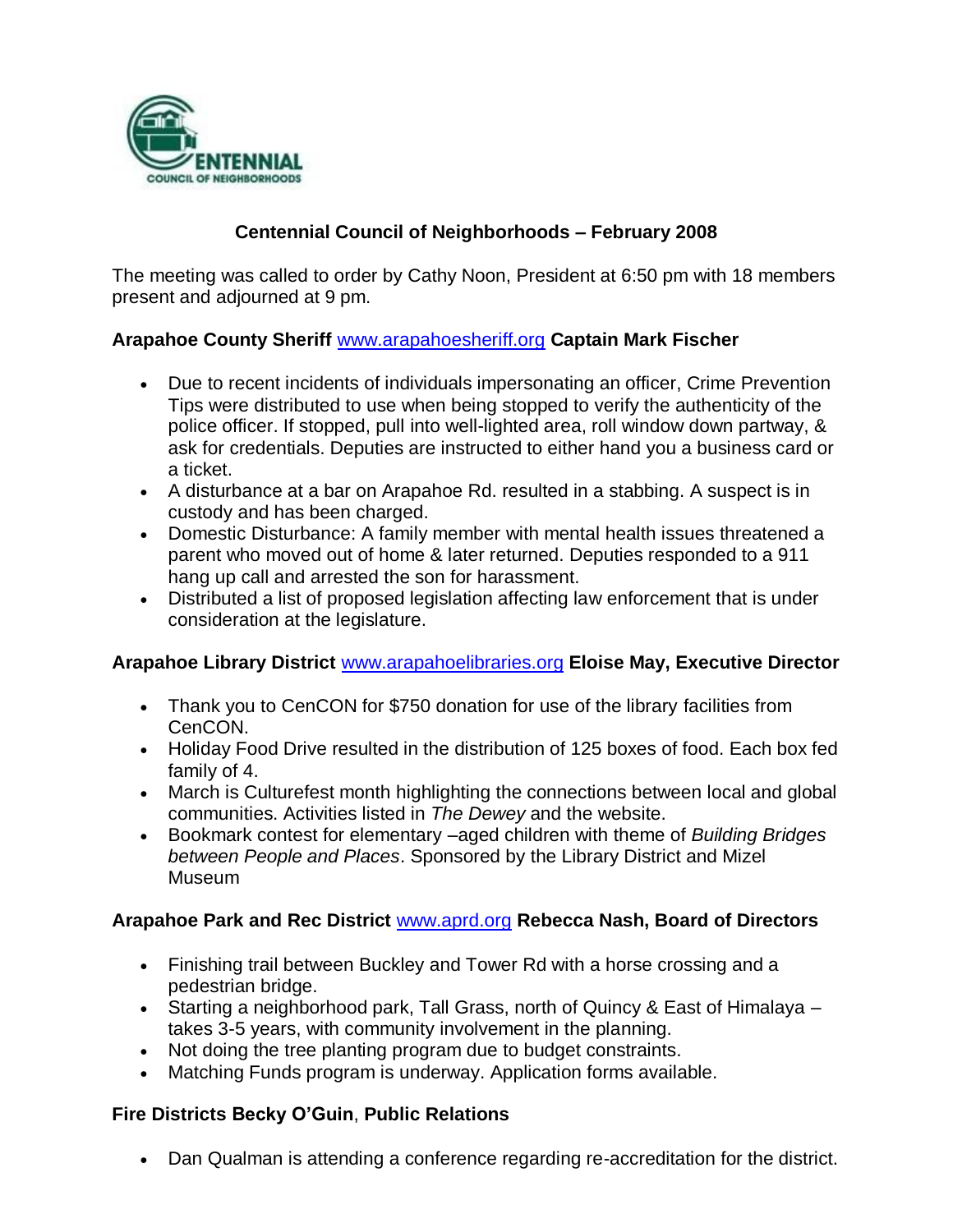# Centennial Council of Neighborhoods – February 2008

The meeting was called to order by Cathy Noon, President at 6:50 pm with 18 members present and adjourned at 9 pm.

**Arapahoe County Sheriff** www.arapahoesheriff.org **Captain Mark Fischer**

- Due to recent incidents of individuals impersonating an officer, Crime Prevention Tips were distributed to use when being stopped to verify the authenticity of the police officer. If stopped, pull into well-lighted area, roll window down partway, & ask for credentials. Deputies are instructed to either hand you a business card or a ticket.
- A disturbance at a bar on Arapahoe Rd. resulted in a stabbing. A suspect is in custody and has been charged.
- Domestic Disturbance: A family member with mental health issues threatened a parent who moved out of home & later returned. Deputies responded to a 911 hang up call and arrested the son for harassment.
- Distributed a list of proposed legislation affecting law enforcement that is under consideration at the legislature.

**Arapahoe Library District** www.arapahoelibraries.org **Eloise May, Executive Director**

- Thank you to CenCON for $750 donation for use of the library facilities from CenCON.
- Holiday Food Drive resulted in the distribution of 125 boxes of food. Each box fed family of 4.
- March is Culturefest month highlighting the connections between local and global communities. Activities listed in *The Dewey* and the website.
- Bookmark contest for elementary –aged children with theme of *Building Bridges between People and Places*. Sponsored by the Library District and Mizel Museum

**Arapahoe Park and Rec District** www.aprd.org **Rebecca Nash, Board of Directors**

- Finishing trail between Buckley and Tower Rd with a horse crossing and a pedestrian bridge.
- Starting a neighborhood park, Tall Grass, north of Quincy & East of Himalaya – takes 3-5 years, with community involvement in the planning.
- Not doing the tree planting program due to budget constraints.
- Matching Funds program is underway. Application forms available.

**Fire Districts Becky O'Guin**, **Public Relations**

- Dan Qualman is attending a conference regarding re-accreditation for the district.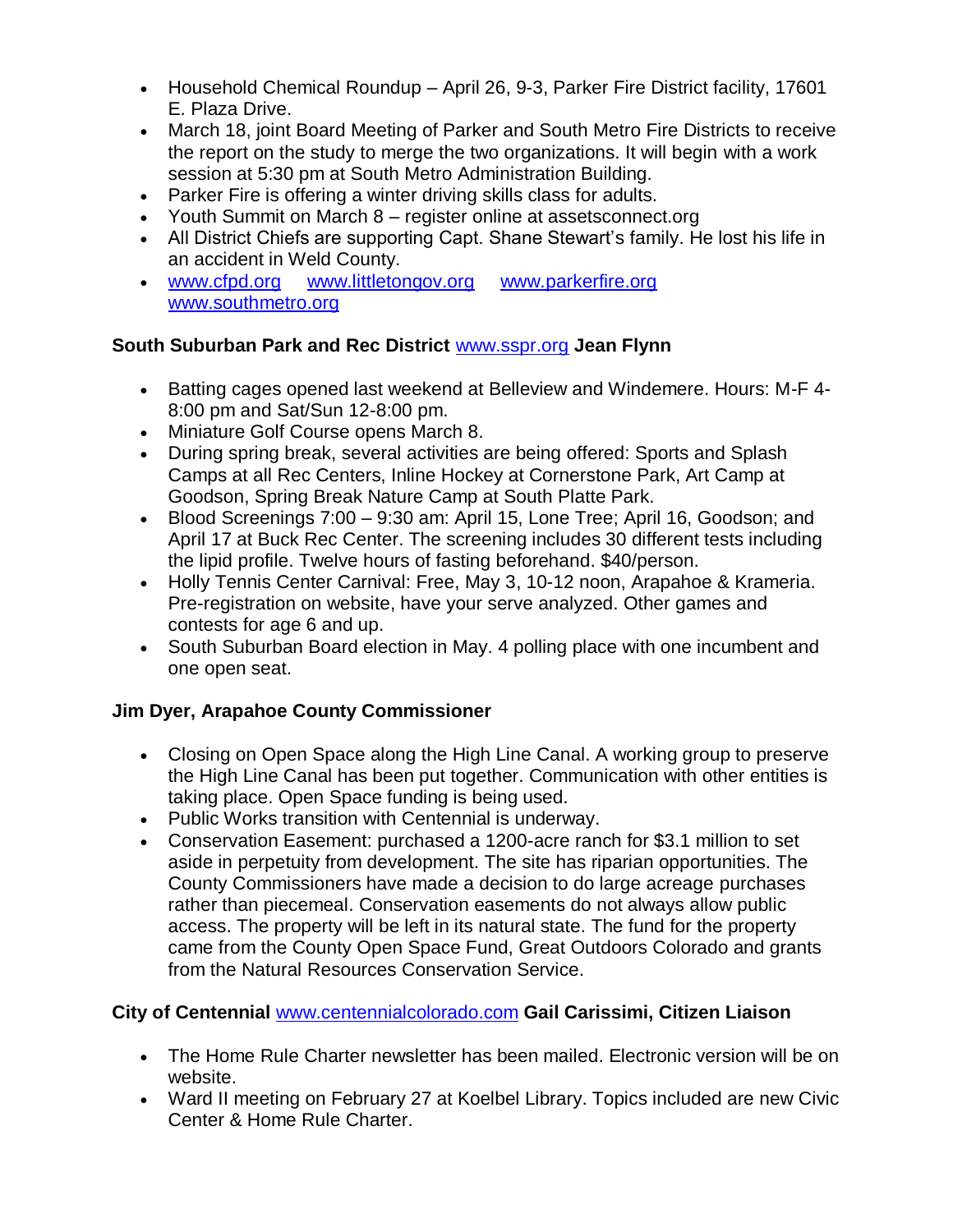- Household Chemical Roundup – April 26, 9-3, Parker Fire District facility, 17601 E. Plaza Drive.
- March 18, joint Board Meeting of Parker and South Metro Fire Districts to receive the report on the study to merge the two organizations. It will begin with a work session at 5:30 pm at South Metro Administration Building.
- Parker Fire is offering a winter driving skills class for adults.
- Youth Summit on March 8 – register online at assetsconnect.org
- All District Chiefs are supporting Capt. Shane Stewart's family. He lost his life in an accident in Weld County.
- www.cfpd.org www.littletongov.org www.parkerfire.org www.southmetro.org

**South Suburban Park and Rec District** www.sspr.org **Jean Flynn**

- Batting cages opened last weekend at Belleview and Windemere. Hours: M-F 4-8:00 pm and Sat/Sun 12-8:00 pm.
- Miniature Golf Course opens March 8.
- During spring break, several activities are being offered: Sports and Splash Camps at all Rec Centers, Inline Hockey at Cornerstone Park, Art Camp at Goodson, Spring Break Nature Camp at South Platte Park.
- Blood Screenings 7:00 – 9:30 am: April 15, Lone Tree; April 16, Goodson; and April 17 at Buck Rec Center. The screening includes 30 different tests including the lipid profile. Twelve hours of fasting beforehand. $40/person.
- Holly Tennis Center Carnival: Free, May 3, 10-12 noon, Arapahoe & Krameria. Pre-registration on website, have your serve analyzed. Other games and contests for age 6 and up.
- South Suburban Board election in May. 4 polling place with one incumbent and one open seat.

**Jim Dyer, Arapahoe County Commissioner**

- Closing on Open Space along the High Line Canal. A working group to preserve the High Line Canal has been put together. Communication with other entities is taking place. Open Space funding is being used.
- Public Works transition with Centennial is underway.
- Conservation Easement: purchased a 1200-acre ranch for $3.1 million to set aside in perpetuity from development. The site has riparian opportunities. The County Commissioners have made a decision to do large acreage purchases rather than piecemeal. Conservation easements do not always allow public access. The property will be left in its natural state. The fund for the property came from the County Open Space Fund, Great Outdoors Colorado and grants from the Natural Resources Conservation Service.

**City of Centennial** www.centennialcolorado.com **Gail Carissimi, Citizen Liaison**

- The Home Rule Charter newsletter has been mailed. Electronic version will be on website.
- Ward II meeting on February 27 at Koelbel Library. Topics included are new Civic Center & Home Rule Charter.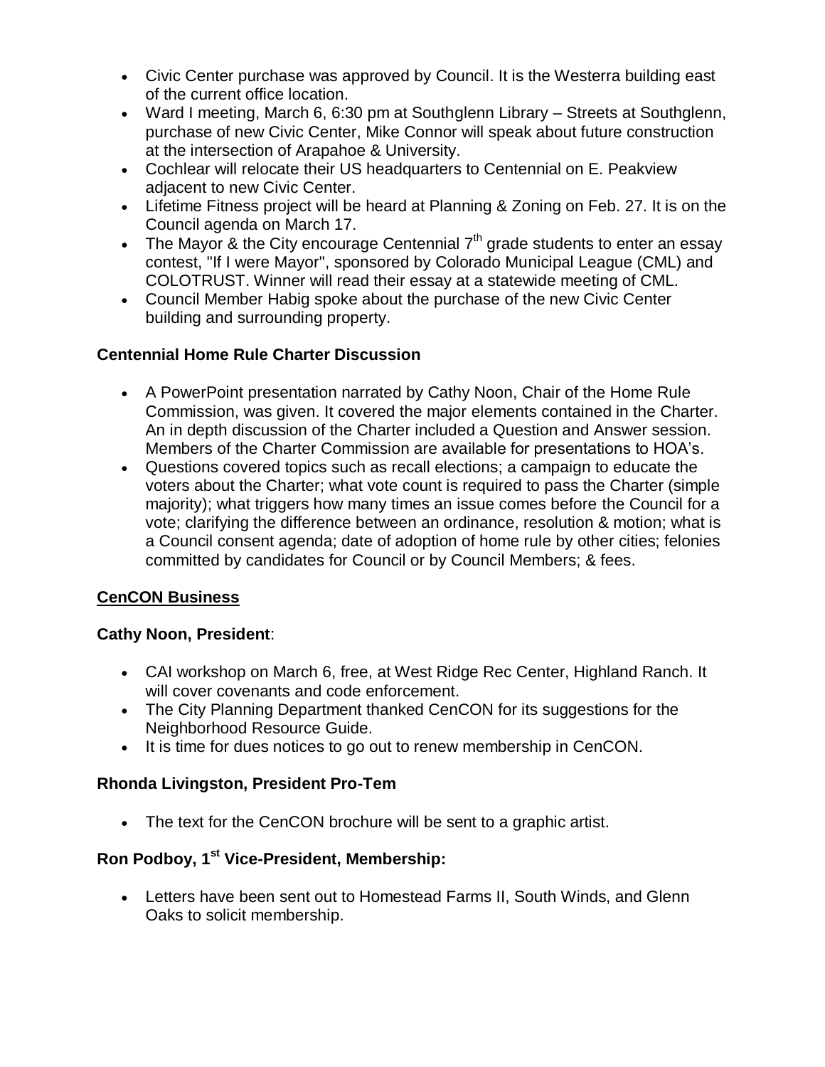- Civic Center purchase was approved by Council. It is the Westerra building east of the current office location.
- Ward I meeting, March 6, 6:30 pm at Southglenn Library – Streets at Southglenn, purchase of new Civic Center, Mike Connor will speak about future construction at the intersection of Arapahoe & University.
- Cochlear will relocate their US headquarters to Centennial on E. Peakview adjacent to new Civic Center.
- Lifetime Fitness project will be heard at Planning & Zoning on Feb. 27. It is on the Council agenda on March 17.
- The Mayor & the City encourage Centennial 7th grade students to enter an essay contest, "If I were Mayor", sponsored by Colorado Municipal League (CML) and COLOTRUST. Winner will read their essay at a statewide meeting of CML.
- Council Member Habig spoke about the purchase of the new Civic Center building and surrounding property.

**Centennial Home Rule Charter Discussion**

- A PowerPoint presentation narrated by Cathy Noon, Chair of the Home Rule Commission, was given. It covered the major elements contained in the Charter. An in depth discussion of the Charter included a Question and Answer session. Members of the Charter Commission are available for presentations to HOA's.
- Questions covered topics such as recall elections; a campaign to educate the voters about the Charter; what vote count is required to pass the Charter (simple majority); what triggers how many times an issue comes before the Council for a vote; clarifying the difference between an ordinance, resolution & motion; what is a Council consent agenda; date of adoption of home rule by other cities; felonies committed by candidates for Council or by Council Members; & fees.

**CenCON Business**

**Cathy Noon, President**:

- CAI workshop on March 6, free, at West Ridge Rec Center, Highland Ranch. It will cover covenants and code enforcement.
- The City Planning Department thanked CenCON for its suggestions for the Neighborhood Resource Guide.
- It is time for dues notices to go out to renew membership in CenCON.

**Rhonda Livingston, President Pro-Tem**

- The text for the CenCON brochure will be sent to a graphic artist.

**Ron Podboy, 1st Vice-President, Membership:**

- Letters have been sent out to Homestead Farms II, South Winds, and Glenn Oaks to solicit membership.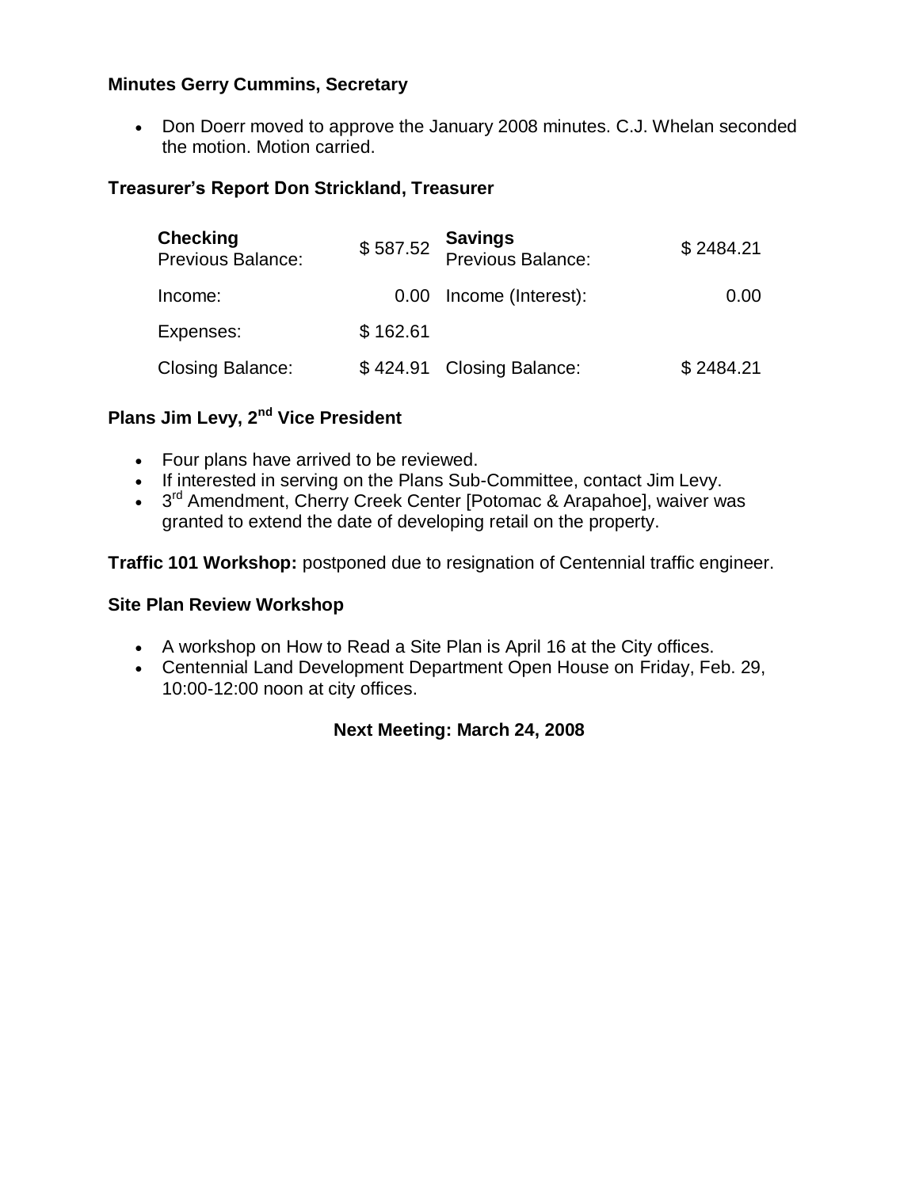### Minutes Gerry Cummins, Secretary

- Don Doerr moved to approve the January 2008 minutes. C.J. Whelan seconded the motion. Motion carried.

### Treasurer's Report Don Strickland, Treasurer

| | | | |
|---|---|---|---|
| **Checking** Previous Balance: | $ 587.52 | **Savings** Previous Balance: | $ 2484.21 |
| Income: | 0.00 | Income (Interest): | 0.00 |
| Expenses: | $ 162.61 | | |
| Closing Balance: | $ 424.91 | Closing Balance: | $ 2484.21 |

### Plans Jim Levy, 2nd Vice President

- Four plans have arrived to be reviewed.
- If interested in serving on the Plans Sub-Committee, contact Jim Levy.
- 3rd Amendment, Cherry Creek Center [Potomac & Arapahoe], waiver was granted to extend the date of developing retail on the property.

**Traffic 101 Workshop:** postponed due to resignation of Centennial traffic engineer.

### Site Plan Review Workshop

- A workshop on How to Read a Site Plan is April 16 at the City offices.
- Centennial Land Development Department Open House on Friday, Feb. 29, 10:00-12:00 noon at city offices.

**Next Meeting: March 24, 2008**